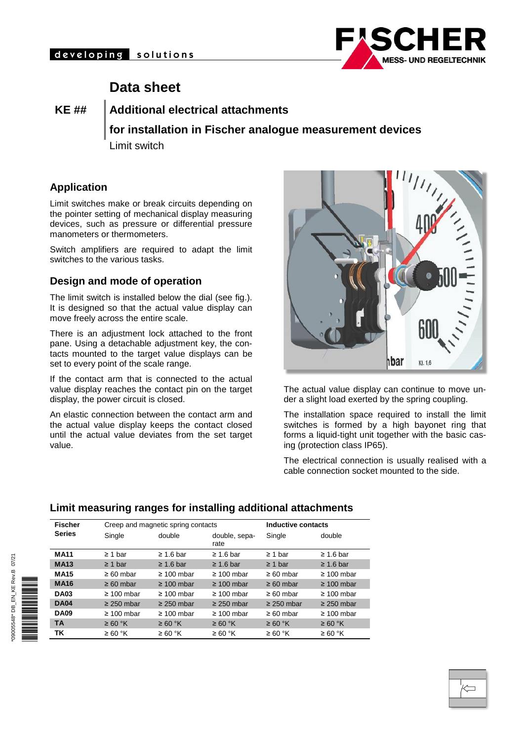# Data sheet

**KE ##**

## Additional electrical attachments

## for installation in Fischer analogue measurement devices

Limit switch

### Application

Limit switches make or break circuits depending on the pointer setting of mechanical display measuring devices, such as pressure or differential pressure manometers or thermometers.

Switch amplifiers are required to adapt the limit switches to the various tasks.

### Design and mode of operation

The limit switch is installed below the dial (see fig.). It is designed so that the actual value display can move freely across the entire scale.

There is an adjustment lock attached to the front pane. Using a detachable adjustment key, the contacts mounted to the target value displays can be set to every point of the scale range.

If the contact arm that is connected to the actual value display reaches the contact pin on the target display, the power circuit is closed.

An elastic connection between the contact arm and the actual value display keeps the contact closed until the actual value deviates from the set target value.

The actual value display can continue to move under a slight load exerted by the spring coupling.

The installation space required to install the limit switches is formed by a high bayonet ring that forms a liquid-tight unit together with the basic casing (protection class IP65).

The electrical connection is usually realised with a cable connection socket mounted to the side.

### Limit measuring ranges for installing additional attachments

| Fischer Series | Creep and magnetic spring contacts | | | Inductive contacts | |
|---|---|---|---|---|---|
| | Single | double | double, separate | Single | double |
| **MA11** | ≥ 1 bar | ≥ 1.6 bar | ≥ 1.6 bar | ≥ 1 bar | ≥ 1.6 bar |
| **MA13** | ≥ 1 bar | ≥ 1.6 bar | ≥ 1.6 bar | ≥ 1 bar | ≥ 1.6 bar |
| **MA15** | ≥ 60 mbar | ≥ 100 mbar | ≥ 100 mbar | ≥ 60 mbar | ≥ 100 mbar |
| **MA16** | ≥ 60 mbar | ≥ 100 mbar | ≥ 100 mbar | ≥ 60 mbar | ≥ 100 mbar |
| **DA03** | ≥ 100 mbar | ≥ 100 mbar | ≥ 100 mbar | ≥ 60 mbar | ≥ 100 mbar |
| **DA04** | ≥ 250 mbar | ≥ 250 mbar | ≥ 250 mbar | ≥ 250 mbar | ≥ 250 mbar |
| **DA09** | ≥ 100 mbar | ≥ 100 mbar | ≥ 100 mbar | ≥ 60 mbar | ≥ 100 mbar |
| **TA** | ≥ 60 °K | ≥ 60 °K | ≥ 60 °K | ≥ 60 °K | ≥ 60 °K |
| **TK** | ≥ 60 °K | ≥ 60 °K | ≥ 60 °K | ≥ 60 °K | ≥ 60 °K |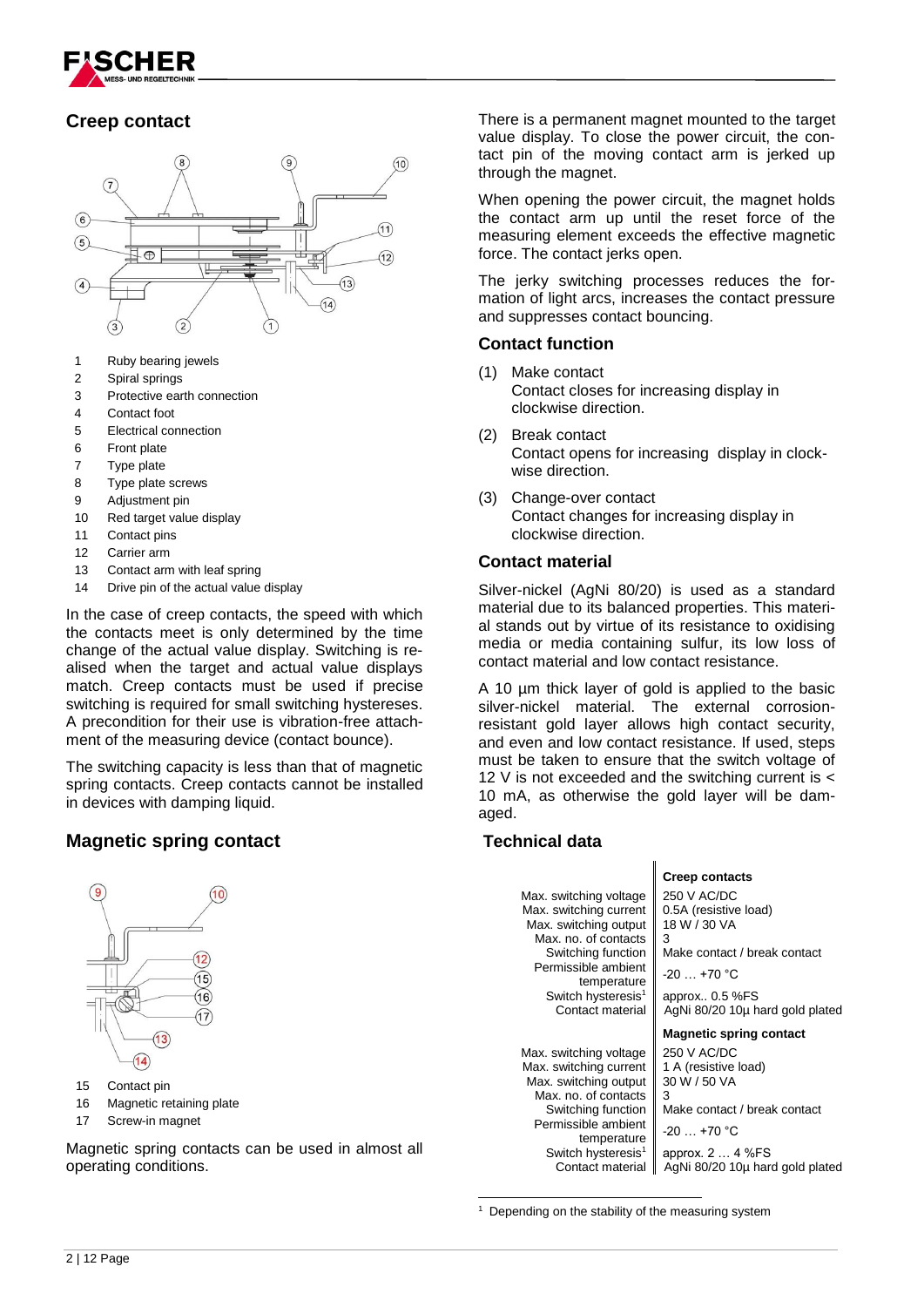## Creep contact

1 Ruby bearing jewels
2 Spiral springs
3 Protective earth connection
4 Contact foot
5 Electrical connection
6 Front plate
7 Type plate
8 Type plate screws
9 Adjustment pin
10 Red target value display
11 Contact pins
12 Carrier arm
13 Contact arm with leaf spring
14 Drive pin of the actual value display

In the case of creep contacts, the speed with which the contacts meet is only determined by the time change of the actual value display. Switching is realised when the target and actual value displays match. Creep contacts must be used if precise switching is required for small switching hystereses. A precondition for their use is vibration-free attachment of the measuring device (contact bounce).

The switching capacity is less than that of magnetic spring contacts. Creep contacts cannot be installed in devices with damping liquid.

## Magnetic spring contact

15 Contact pin
16 Magnetic retaining plate
17 Screw-in magnet

Magnetic spring contacts can be used in almost all operating conditions.

There is a permanent magnet mounted to the target value display. To close the power circuit, the contact pin of the moving contact arm is jerked up through the magnet.

When opening the power circuit, the magnet holds the contact arm up until the reset force of the measuring element exceeds the effective magnetic force. The contact jerks open.

The jerky switching processes reduces the formation of light arcs, increases the contact pressure and suppresses contact bouncing.

### Contact function

(1) Make contact
Contact closes for increasing display in clockwise direction.

(2) Break contact
Contact opens for increasing display in clockwise direction.

(3) Change-over contact
Contact changes for increasing display in clockwise direction.

### Contact material

Silver-nickel (AgNi 80/20) is used as a standard material due to its balanced properties. This material stands out by virtue of its resistance to oxidising media or media containing sulfur, its low loss of contact material and low contact resistance.

A 10 µm thick layer of gold is applied to the basic silver-nickel material. The external corrosion-resistant gold layer allows high contact security, and even and low contact resistance. If used, steps must be taken to ensure that the switch voltage of 12 V is not exceeded and the switching current is < 10 mA, as otherwise the gold layer will be damaged.

## Technical data

| | **Creep contacts** |
|---|---|
| Max. switching voltage | 250 V AC/DC |
| Max. switching current | 0.5A (resistive load) |
| Max. switching output | 18 W / 30 VA |
| Max. no. of contacts | 3 |
| Switching function | Make contact / break contact |
| Permissible ambient temperature | -20 … +70 °C |
| Switch hysteresis[1] | approx.. 0.5 %FS |
| Contact material | AgNi 80/20 10µ hard gold plated |
| | **Magnetic spring contact** |
| Max. switching voltage | 250 V AC/DC |
| Max. switching current | 1 A (resistive load) |
| Max. switching output | 30 W / 50 VA |
| Max. no. of contacts | 3 |
| Switching function | Make contact / break contact |
| Permissible ambient temperature | -20 … +70 °C |
| Switch hysteresis[1] | approx. 2 … 4 %FS |
| Contact material | AgNi 80/20 10µ hard gold plated |

[1] Depending on the stability of the measuring system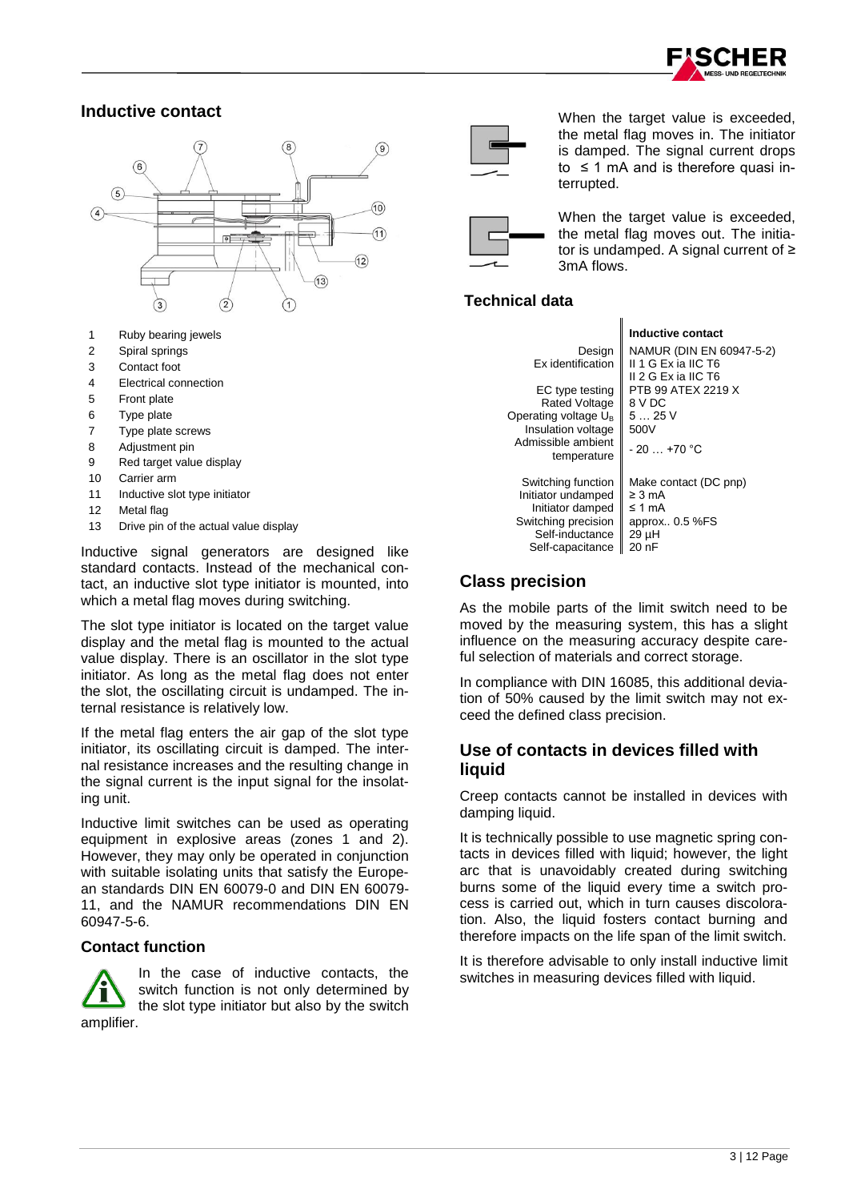## Inductive contact

1 Ruby bearing jewels
2 Spiral springs
3 Contact foot
4 Electrical connection
5 Front plate
6 Type plate
7 Type plate screws
8 Adjustment pin
9 Red target value display
10 Carrier arm
11 Inductive slot type initiator
12 Metal flag
13 Drive pin of the actual value display

Inductive signal generators are designed like standard contacts. Instead of the mechanical contact, an inductive slot type initiator is mounted, into which a metal flag moves during switching.

The slot type initiator is located on the target value display and the metal flag is mounted to the actual value display. There is an oscillator in the slot type initiator. As long as the metal flag does not enter the slot, the oscillating circuit is undamped. The internal resistance is relatively low.

If the metal flag enters the air gap of the slot type initiator, its oscillating circuit is damped. The internal resistance increases and the resulting change in the signal current is the input signal for the insolating unit.

Inductive limit switches can be used as operating equipment in explosive areas (zones 1 and 2). However, they may only be operated in conjunction with suitable isolating units that satisfy the European standards DIN EN 60079-0 and DIN EN 60079-11, and the NAMUR recommendations DIN EN 60947-5-6.

### Contact function

In the case of inductive contacts, the switch function is not only determined by the slot type initiator but also by the switch amplifier.

When the target value is exceeded, the metal flag moves in. The initiator is damped. The signal current drops to ≤ 1 mA and is therefore quasi interrupted.

When the target value is exceeded, the metal flag moves out. The initiator is undamped. A signal current of ≥ 3mA flows.

### Technical data

| | Inductive contact |
|---|---|
| Design | NAMUR (DIN EN 60947-5-2) |
| Ex identification | II 1 G Ex ia IIC T6<br>II 2 G Ex ia IIC T6 |
| EC type testing | PTB 99 ATEX 2219 X |
| Rated Voltage | 8 V DC |
| Operating voltage $U_B$ | 5 … 25 V |
| Insulation voltage | 500V |
| Admissible ambient temperature | - 20 … +70 °C |
| Switching function | Make contact (DC pnp) |
| Initiator undamped | ≥ 3 mA |
| Initiator damped | ≤ 1 mA |
| Switching precision | approx.. 0.5 %FS |
| Self-inductance | 29 µH |
| Self-capacitance | 20 nF |

## Class precision

As the mobile parts of the limit switch need to be moved by the measuring system, this has a slight influence on the measuring accuracy despite careful selection of materials and correct storage.

In compliance with DIN 16085, this additional deviation of 50% caused by the limit switch may not exceed the defined class precision.

## Use of contacts in devices filled with liquid

Creep contacts cannot be installed in devices with damping liquid.

It is technically possible to use magnetic spring contacts in devices filled with liquid; however, the light arc that is unavoidably created during switching burns some of the liquid every time a switch process is carried out, which in turn causes discoloration. Also, the liquid fosters contact burning and therefore impacts on the life span of the limit switch.

It is therefore advisable to only install inductive limit switches in measuring devices filled with liquid.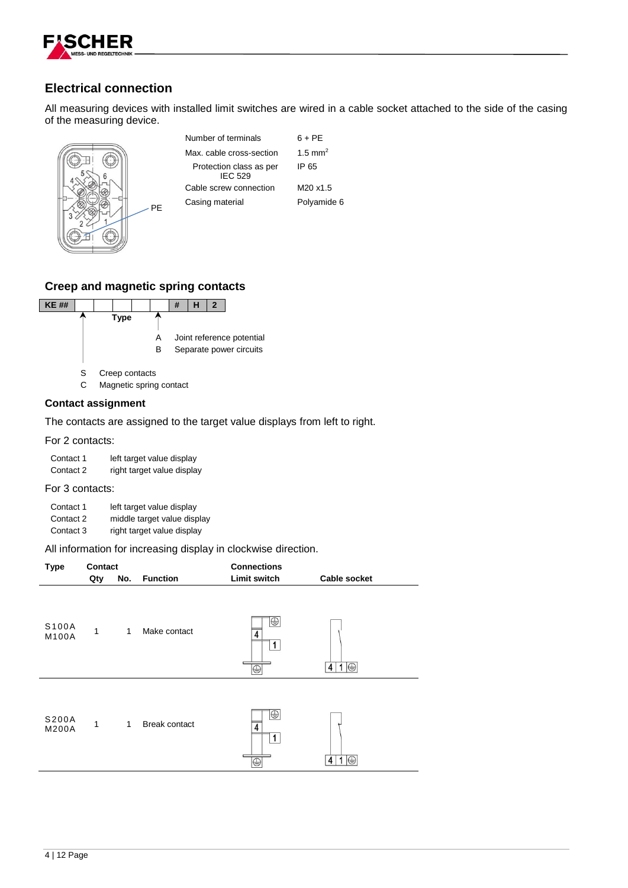## Electrical connection

All measuring devices with installed limit switches are wired in a cable socket attached to the side of the casing of the measuring device.

| | |
|---|---|
| Number of terminals | 6 + PE |
| Max. cable cross-section | 1.5 mm² |
| Protection class as per IEC 529 | IP 65 |
| Cable screw connection | M20 x1.5 |
| Casing material | Polyamide 6 |

## Creep and magnetic spring contacts

| KE ## | | Type | | | # | H | 2 |
|---|---|---|---|---|---|---|---|

A Joint reference potential
B Separate power circuits

S Creep contacts
C Magnetic spring contact

### Contact assignment

The contacts are assigned to the target value displays from left to right.

For 2 contacts:

| | |
|---|---|
| Contact 1 | left target value display |
| Contact 2 | right target value display |

For 3 contacts:

| | |
|---|---|
| Contact 1 | left target value display |
| Contact 2 | middle target value display |
| Contact 3 | right target value display |

All information for increasing display in clockwise direction.

| Type | Contact Qty | No. | Function | Connections Limit switch | Cable socket |
|---|---|---|---|---|---|
| S100A M100A | 1 | 1 | Make contact | 4, 1, ⊕ | 4 1 ⊕ |
| S200A M200A | 1 | 1 | Break contact | 4, 1, ⊕ | 4 1 ⊕ |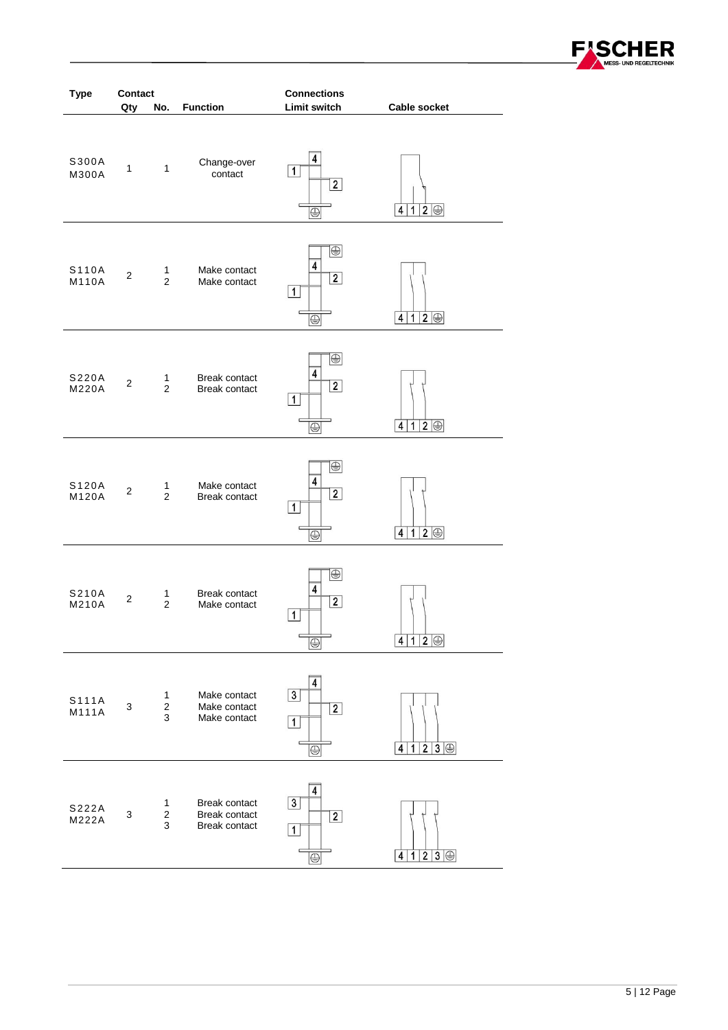| Type | Contact Qty | No. | Function | Connections Limit switch | Cable socket |
|---|---|---|---|---|---|
| S300A<br>M300A | 1 | 1 | Change-over contact | 4, 1, 2, ⏚ | 4, 1, 2, ⏚ |
| S110A<br>M110A | 2 | 1<br>2 | Make contact<br>Make contact | ⏚, 4, 2, 1, ⏚ | 4, 1, 2, ⏚ |
| S220A<br>M220A | 2 | 1<br>2 | Break contact<br>Break contact | ⏚, 4, 2, 1, ⏚ | 4, 1, 2, ⏚ |
| S120A<br>M120A | 2 | 1<br>2 | Make contact<br>Break contact | ⏚, 4, 2, 1, ⏚ | 4, 1, 2, ⏚ |
| S210A<br>M210A | 2 | 1<br>2 | Break contact<br>Make contact | ⏚, 4, 2, 1, ⏚ | 4, 1, 2, ⏚ |
| S111A<br>M111A | 3 | 1<br>2<br>3 | Make contact<br>Make contact<br>Make contact | 4, 3, 2, 1, ⏚ | 4, 1, 2, 3, ⏚ |
| S222A<br>M222A | 3 | 1<br>2<br>3 | Break contact<br>Break contact<br>Break contact | 4, 3, 2, 1, ⏚ | 4, 1, 2, 3, ⏚ |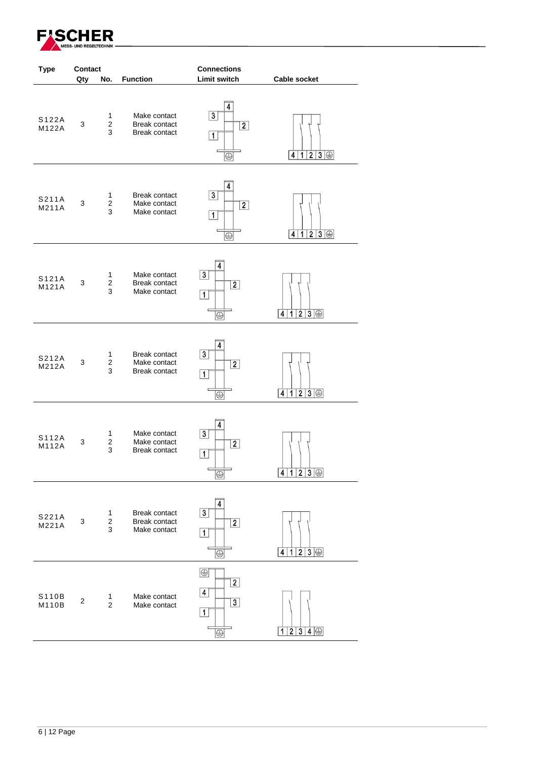| Type | Contact Qty | No. | Function | Connections Limit switch | Cable socket |
|---|---|---|---|---|---|
| S122A M122A | 3 | 1<br>2<br>3 | Make contact<br>Break contact<br>Break contact | | 4 1 2 3 ⊜ |
| S211A M211A | 3 | 1<br>2<br>3 | Break contact<br>Make contact<br>Make contact | | 4 1 2 3 ⊜ |
| S121A M121A | 3 | 1<br>2<br>3 | Make contact<br>Break contact<br>Make contact | | 4 1 2 3 ⊜ |
| S212A M212A | 3 | 1<br>2<br>3 | Break contact<br>Make contact<br>Break contact | | 4 1 2 3 ⊜ |
| S112A M112A | 3 | 1<br>2<br>3 | Make contact<br>Make contact<br>Break contact | | 4 1 2 3 ⊜ |
| S221A M221A | 3 | 1<br>2<br>3 | Break contact<br>Break contact<br>Make contact | | 4 1 2 3 ⊜ |
| S110B M110B | 2 | 1<br>2 | Make contact<br>Make contact | | 1 2 3 4 ⊜ |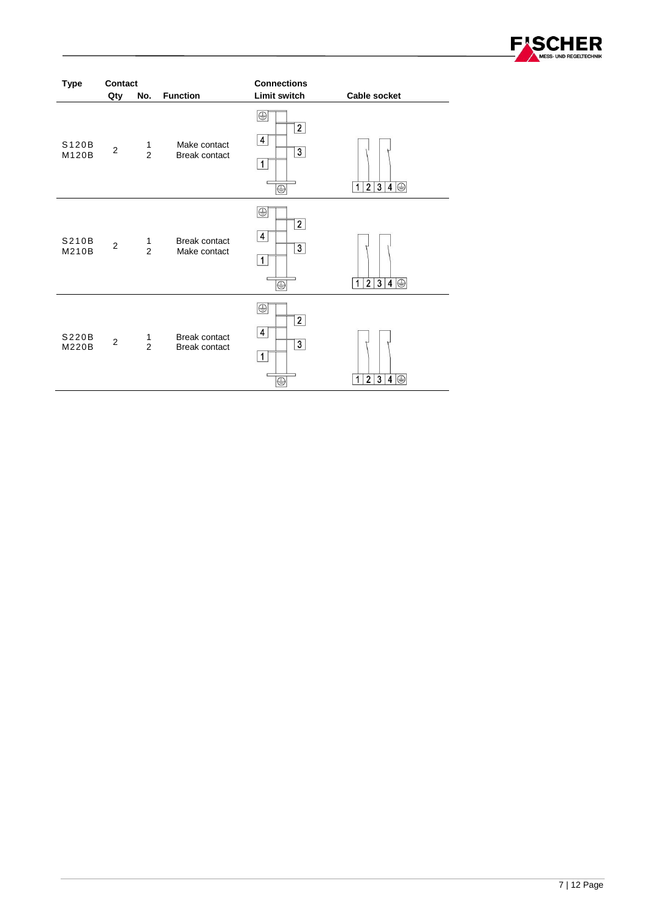| Type | Contact | | | Connections | |
|---|---|---|---|---|---|
| | Qty | No. | Function | Limit switch | Cable socket |
| S120B<br>M120B | 2 | 1<br>2 | Make contact<br>Break contact | | |
| S210B<br>M210B | 2 | 1<br>2 | Break contact<br>Make contact | | |
| S220B<br>M220B | 2 | 1<br>2 | Break contact<br>Break contact | | |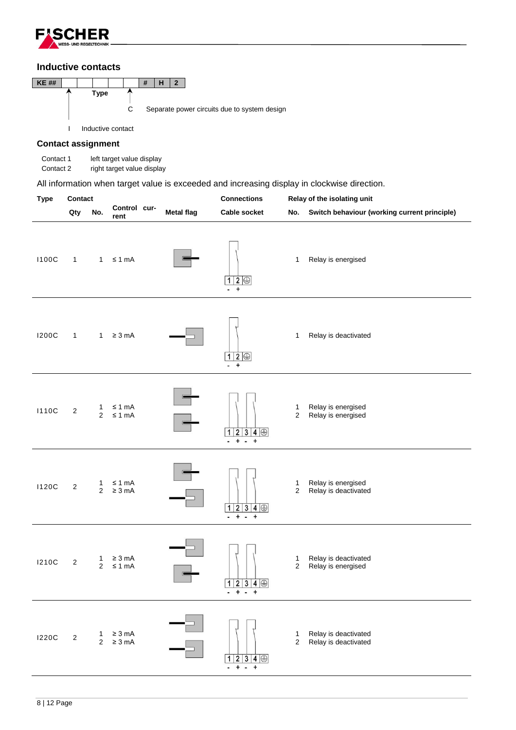## Inductive contacts

| KE ## | | | | | | | | # | H | 2 |
|---|---|---|---|---|---|---|---|---|---|---|

Type

C   Separate power circuits due to system design

I   Inductive contact

## Contact assignment

Contact 1   left target value display
Contact 2   right target value display

All information when target value is exceeded and increasing display in clockwise direction.

| Type | Contact Qty | Contact No. | Control current | Metal flag | Connections Cable socket | Relay of the isolating unit No. | Switch behaviour (working current principle) |
|---|---|---|---|---|---|---|---|
| I100C | 1 | 1 | ≤ 1 mA | | 1 2 ⏚ (- +) | 1 | Relay is energised |
| I200C | 1 | 1 | ≥ 3 mA | | 1 2 ⏚ (- +) | 1 | Relay is deactivated |
| I110C | 2 | 1<br>2 | ≤ 1 mA<br>≤ 1 mA | | 1 2 3 4 ⏚ (- + - +) | 1<br>2 | Relay is energised<br>Relay is energised |
| I120C | 2 | 1<br>2 | ≤ 1 mA<br>≥ 3 mA | | 1 2 3 4 ⏚ (- + - +) | 1<br>2 | Relay is energised<br>Relay is deactivated |
| I210C | 2 | 1<br>2 | ≥ 3 mA<br>≤ 1 mA | | 1 2 3 4 ⏚ (- + - +) | 1<br>2 | Relay is deactivated<br>Relay is energised |
| I220C | 2 | 1<br>2 | ≥ 3 mA<br>≥ 3 mA | | 1 2 3 4 ⏚ (- + - +) | 1<br>2 | Relay is deactivated<br>Relay is deactivated |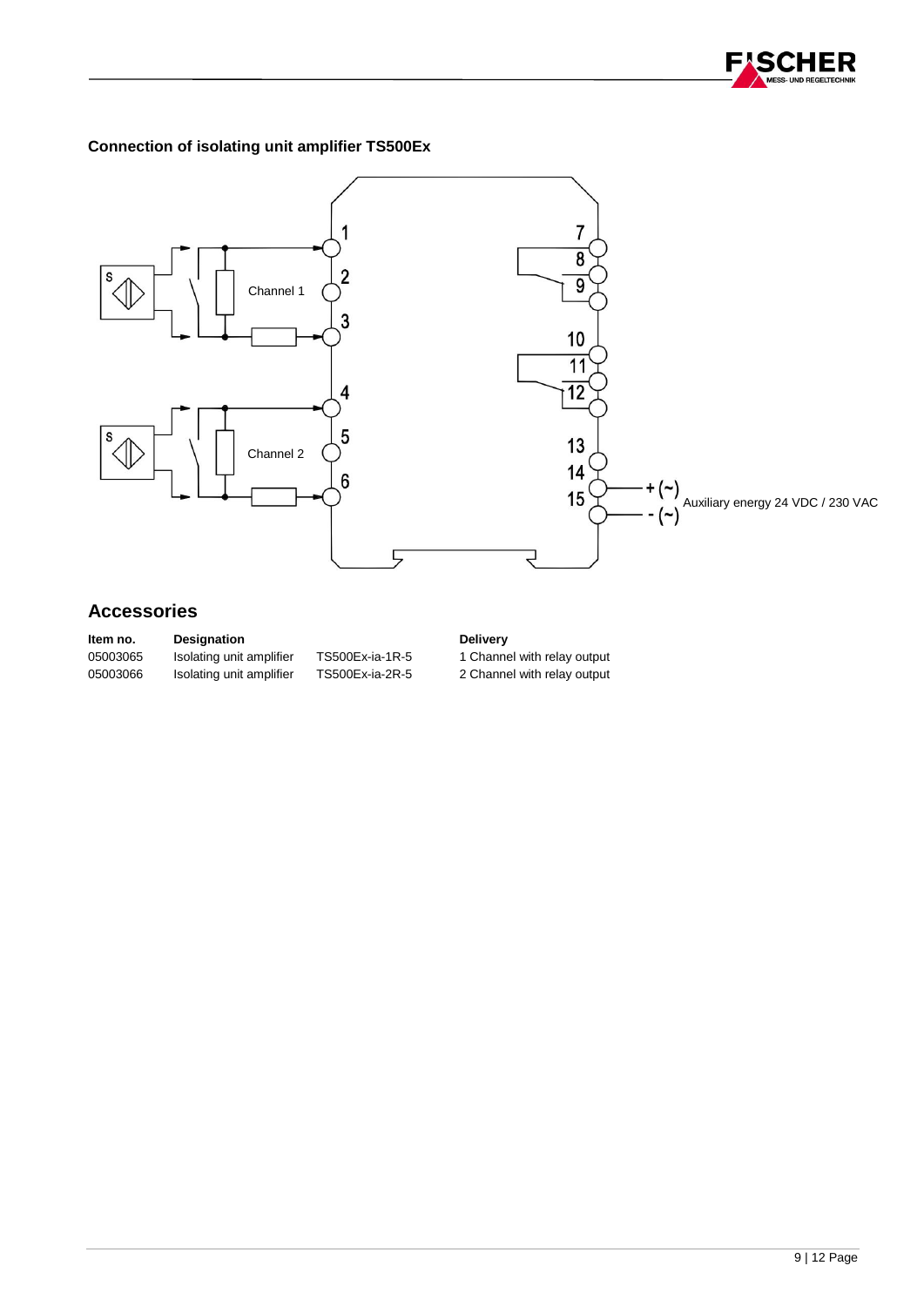**Connection of isolating unit amplifier TS500Ex**

## Accessories

| Item no. | Designation | | Delivery |
|---|---|---|---|
| 05003065 | Isolating unit amplifier | TS500Ex-ia-1R-5 | 1 Channel with relay output |
| 05003066 | Isolating unit amplifier | TS500Ex-ia-2R-5 | 2 Channel with relay output |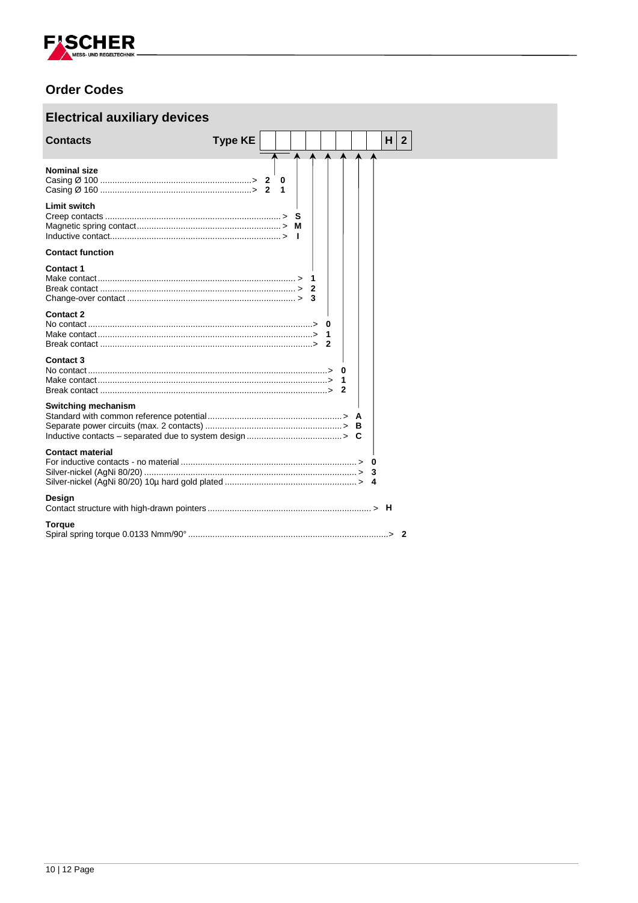## Order Codes

### Electrical auxiliary devices

**Contacts** **Type KE** | | | | | | | | H | 2 |

**Nominal size**
Casing Ø 100 ............................................................> 2 0
Casing Ø 160 ............................................................> 2 1

**Limit switch**
Creep contacts ........................................................> S
Magnetic spring contact..........................................> M
Inductive contact.....................................................> I

**Contact function**

**Contact 1**
Make contact ................................................................> 1
Break contact ...............................................................> 2
Change-over contact ....................................................> 3

**Contact 2**
No contact ...........................................................................> 0
Make contact.......................................................................> 1
Break contact ......................................................................> 2

**Contact 3**
No contact ................................................................................> 0
Make contact............................................................................> 1
Break contact ...........................................................................> 2

**Switching mechanism**
Standard with common reference potential......................................................> A
Separate power circuits (max. 2 contacts) .......................................................> B
Inductive contacts – separated due to system design ......................................> C

**Contact material**
For inductive contacts - no material .......................................................................> 0
Silver-nickel (AgNi 80/20) ......................................................................................> 3
Silver-nickel (AgNi 80/20) 10µ hard gold plated .....................................................> 4

**Design**
Contact structure with high-drawn pointers ..................................................................> H

**Torque**
Spiral spring torque 0.0133 Nmm/90° ..................................................................................> 2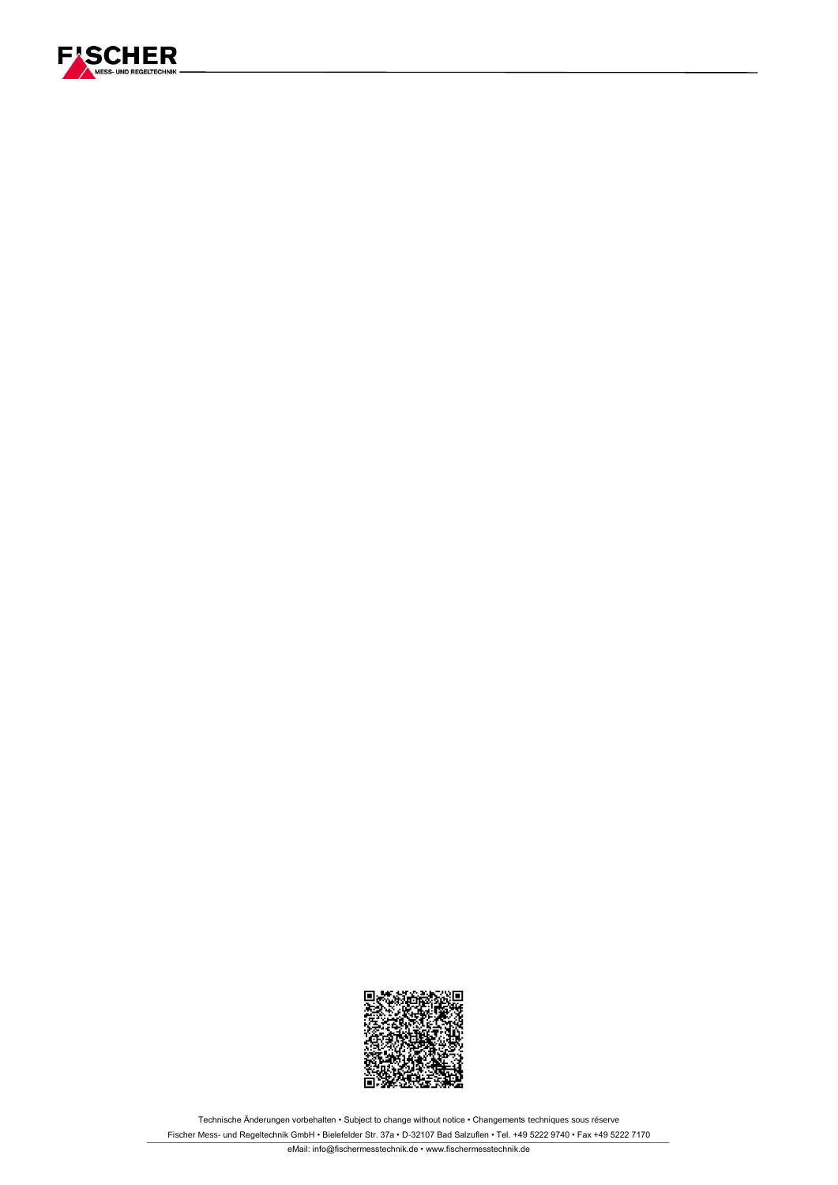Technische Änderungen vorbehalten • Subject to change without notice • Changements techniques sous réserve

Fischer Mess- und Regeltechnik GmbH • Bielefelder Str. 37a • D-32107 Bad Salzuflen • Tel. +49 5222 9740 • Fax +49 5222 7170

eMail: info@fischermesstechnik.de • www.fischermesstechnik.de